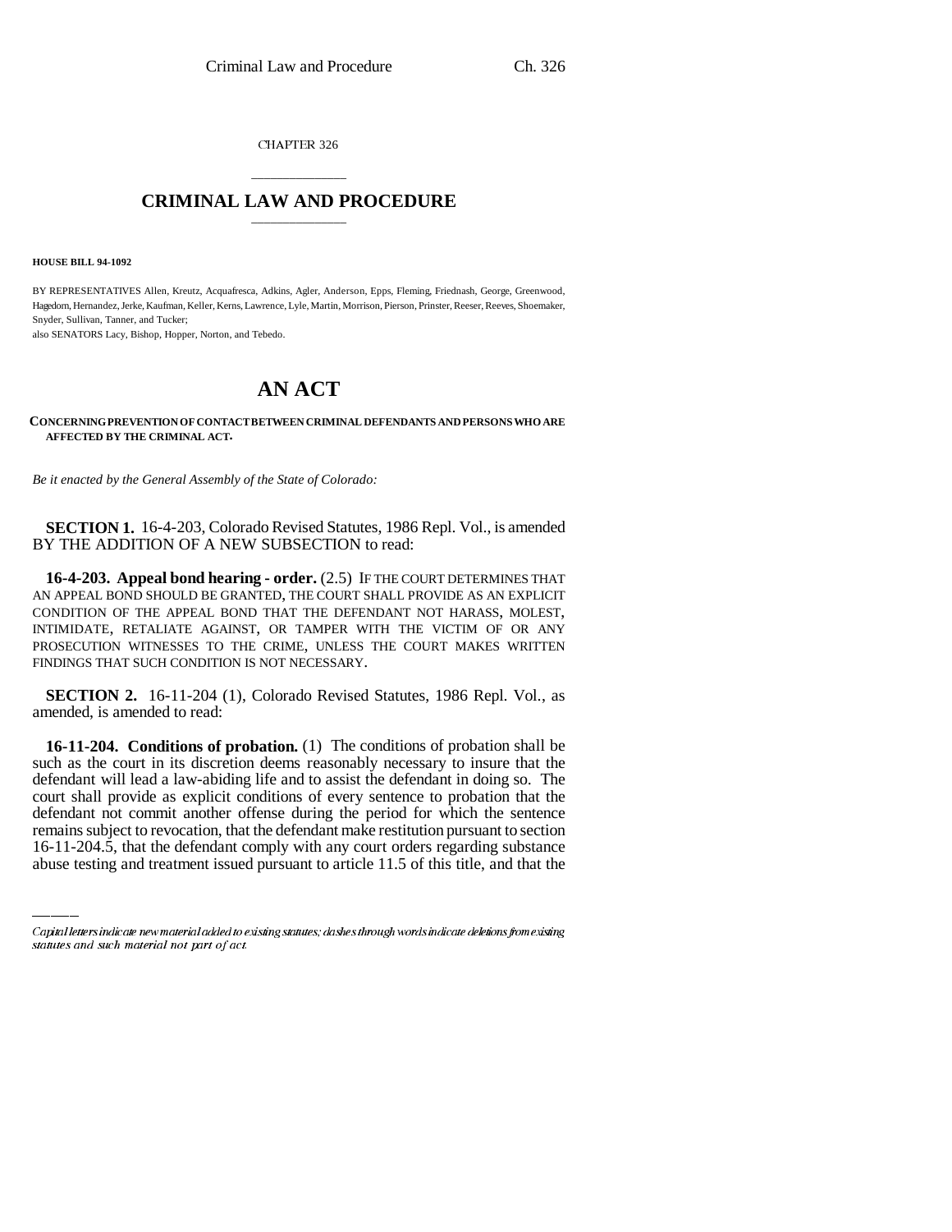CHAPTER 326

# CRIMINAL LAW AND PROCEDURE

**HOUSE BILL 94-1092**

BY REPRESENTATIVES Allen, Kreutz, Acquafresca, Adkins, Agler, Anderson, Epps, Fleming, Friednash, George, Greenwood, Hagedorn, Hernandez, Jerke, Kaufman, Keller, Kerns, Lawrence, Lyle, Martin, Morrison, Pierson, Prinster, Reeser, Reeves, Shoemaker, Snyder, Sullivan, Tanner, and Tucker;
also SENATORS Lacy, Bishop, Hopper, Norton, and Tebedo.

# AN ACT

**CONCERNING PREVENTION OF CONTACT BETWEEN CRIMINAL DEFENDANTS AND PERSONS WHO ARE AFFECTED BY THE CRIMINAL ACT.**

*Be it enacted by the General Assembly of the State of Colorado:*

**SECTION 1.** 16-4-203, Colorado Revised Statutes, 1986 Repl. Vol., is amended BY THE ADDITION OF A NEW SUBSECTION to read:

**16-4-203. Appeal bond hearing - order.** (2.5) IF THE COURT DETERMINES THAT AN APPEAL BOND SHOULD BE GRANTED, THE COURT SHALL PROVIDE AS AN EXPLICIT CONDITION OF THE APPEAL BOND THAT THE DEFENDANT NOT HARASS, MOLEST, INTIMIDATE, RETALIATE AGAINST, OR TAMPER WITH THE VICTIM OF OR ANY PROSECUTION WITNESSES TO THE CRIME, UNLESS THE COURT MAKES WRITTEN FINDINGS THAT SUCH CONDITION IS NOT NECESSARY.

**SECTION 2.** 16-11-204 (1), Colorado Revised Statutes, 1986 Repl. Vol., as amended, is amended to read:

**16-11-204. Conditions of probation.** (1) The conditions of probation shall be such as the court in its discretion deems reasonably necessary to insure that the defendant will lead a law-abiding life and to assist the defendant in doing so. The court shall provide as explicit conditions of every sentence to probation that the defendant not commit another offense during the period for which the sentence remains subject to revocation, that the defendant make restitution pursuant to section 16-11-204.5, that the defendant comply with any court orders regarding substance abuse testing and treatment issued pursuant to article 11.5 of this title, and that the

*Capital letters indicate new material added to existing statutes; dashes through words indicate deletions from existing statutes and such material not part of act.*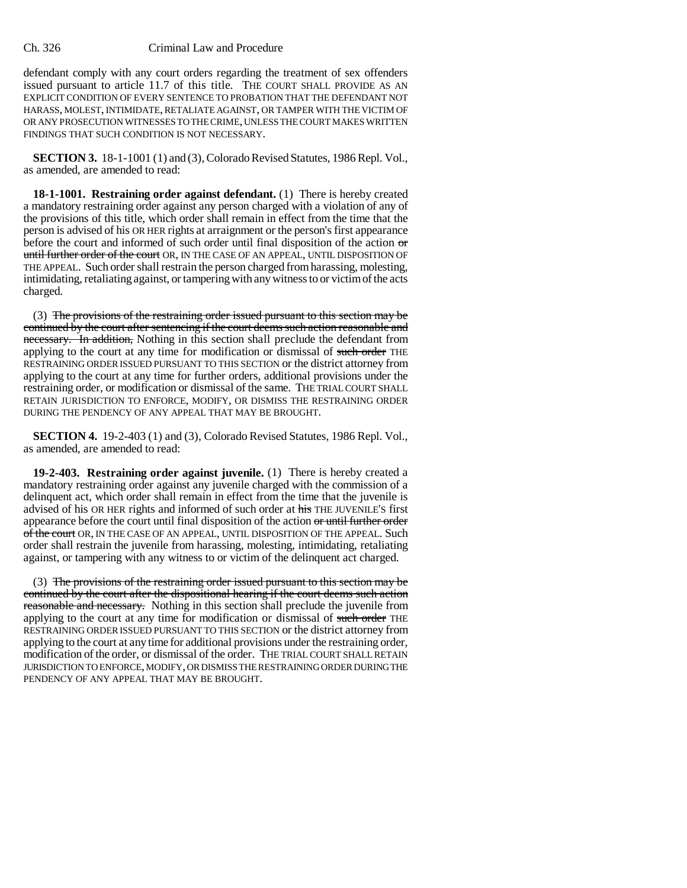defendant comply with any court orders regarding the treatment of sex offenders issued pursuant to article 11.7 of this title. THE COURT SHALL PROVIDE AS AN EXPLICIT CONDITION OF EVERY SENTENCE TO PROBATION THAT THE DEFENDANT NOT HARASS, MOLEST, INTIMIDATE, RETALIATE AGAINST, OR TAMPER WITH THE VICTIM OF OR ANY PROSECUTION WITNESSES TO THE CRIME, UNLESS THE COURT MAKES WRITTEN FINDINGS THAT SUCH CONDITION IS NOT NECESSARY.

**SECTION 3.** 18-1-1001 (1) and (3), Colorado Revised Statutes, 1986 Repl. Vol., as amended, are amended to read:

**18-1-1001. Restraining order against defendant.** (1) There is hereby created a mandatory restraining order against any person charged with a violation of any of the provisions of this title, which order shall remain in effect from the time that the person is advised of his OR HER rights at arraignment or the person's first appearance before the court and informed of such order until final disposition of the action ~~or until further order of the court~~ OR, IN THE CASE OF AN APPEAL, UNTIL DISPOSITION OF THE APPEAL. Such order shall restrain the person charged from harassing, molesting, intimidating, retaliating against, or tampering with any witness to or victim of the acts charged.

(3) ~~The provisions of the restraining order issued pursuant to this section may be continued by the court after sentencing if the court deems such action reasonable and necessary. In addition,~~ Nothing in this section shall preclude the defendant from applying to the court at any time for modification or dismissal of ~~such order~~ THE RESTRAINING ORDER ISSUED PURSUANT TO THIS SECTION or the district attorney from applying to the court at any time for further orders, additional provisions under the restraining order, or modification or dismissal of the same. THE TRIAL COURT SHALL RETAIN JURISDICTION TO ENFORCE, MODIFY, OR DISMISS THE RESTRAINING ORDER DURING THE PENDENCY OF ANY APPEAL THAT MAY BE BROUGHT.

**SECTION 4.** 19-2-403 (1) and (3), Colorado Revised Statutes, 1986 Repl. Vol., as amended, are amended to read:

**19-2-403. Restraining order against juvenile.** (1) There is hereby created a mandatory restraining order against any juvenile charged with the commission of a delinquent act, which order shall remain in effect from the time that the juvenile is advised of his OR HER rights and informed of such order at ~~his~~ THE JUVENILE'S first appearance before the court until final disposition of the action ~~or until further order of the court~~ OR, IN THE CASE OF AN APPEAL, UNTIL DISPOSITION OF THE APPEAL. Such order shall restrain the juvenile from harassing, molesting, intimidating, retaliating against, or tampering with any witness to or victim of the delinquent act charged.

(3) ~~The provisions of the restraining order issued pursuant to this section may be continued by the court after the dispositional hearing if the court deems such action reasonable and necessary.~~ Nothing in this section shall preclude the juvenile from applying to the court at any time for modification or dismissal of ~~such order~~ THE RESTRAINING ORDER ISSUED PURSUANT TO THIS SECTION or the district attorney from applying to the court at any time for additional provisions under the restraining order, modification of the order, or dismissal of the order. THE TRIAL COURT SHALL RETAIN JURISDICTION TO ENFORCE, MODIFY, OR DISMISS THE RESTRAINING ORDER DURING THE PENDENCY OF ANY APPEAL THAT MAY BE BROUGHT.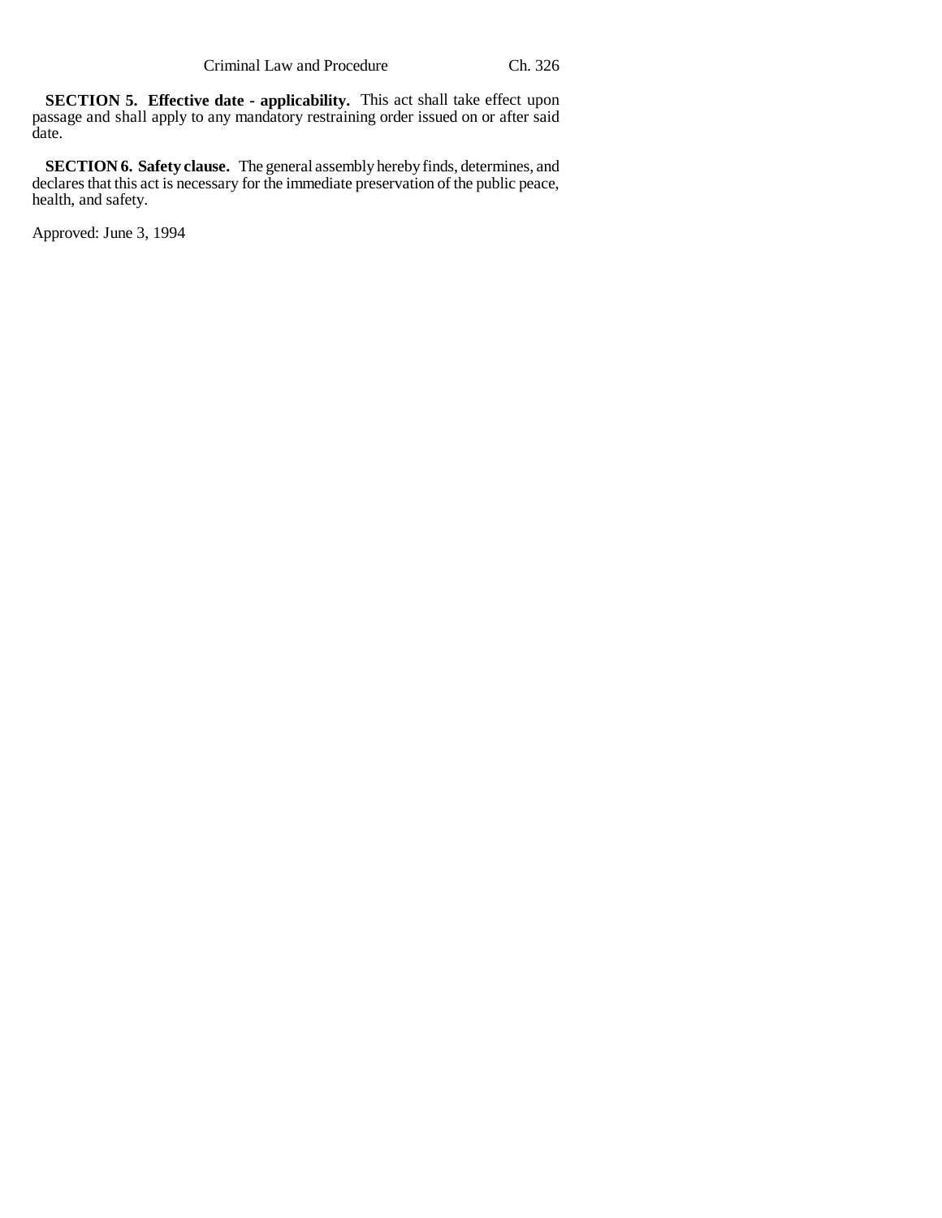**SECTION 5. Effective date - applicability.** This act shall take effect upon passage and shall apply to any mandatory restraining order issued on or after said date.

**SECTION 6. Safety clause.** The general assembly hereby finds, determines, and declares that this act is necessary for the immediate preservation of the public peace, health, and safety.

Approved: June 3, 1994